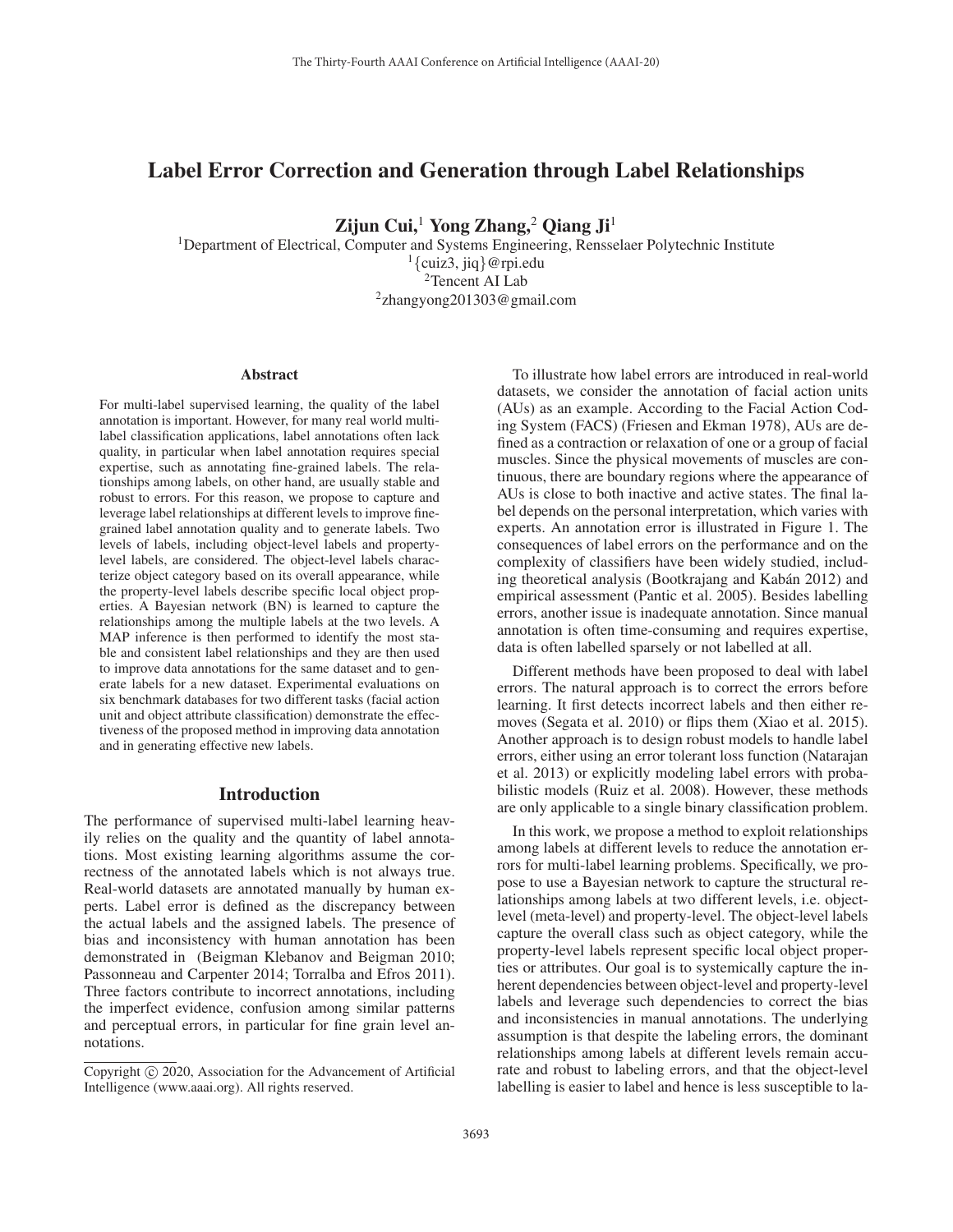# Label Error Correction and Generation through Label Relationships

**Zijun Cui,[1] Yong Zhang,[2] Qiang Ji[1]**

[1]Department of Electrical, Computer and Systems Engineering, Rensselaer Polytechnic Institute
[1]{cuiz3, jiq}@rpi.edu
[2]Tencent AI Lab
[2]zhangyong201303@gmail.com

## Abstract

For multi-label supervised learning, the quality of the label annotation is important. However, for many real world multi-label classification applications, label annotations often lack quality, in particular when label annotation requires special expertise, such as annotating fine-grained labels. The relationships among labels, on other hand, are usually stable and robust to errors. For this reason, we propose to capture and leverage label relationships at different levels to improve fine-grained label annotation quality and to generate labels. Two levels of labels, including object-level labels and property-level labels, are considered. The object-level labels characterize object category based on its overall appearance, while the property-level labels describe specific local object properties. A Bayesian network (BN) is learned to capture the relationships among the multiple labels at the two levels. A MAP inference is then performed to identify the most stable and consistent label relationships and they are then used to improve data annotations for the same dataset and to generate labels for a new dataset. Experimental evaluations on six benchmark databases for two different tasks (facial action unit and object attribute classification) demonstrate the effectiveness of the proposed method in improving data annotation and in generating effective new labels.

## Introduction

The performance of supervised multi-label learning heavily relies on the quality and the quantity of label annotations. Most existing learning algorithms assume the correctness of the annotated labels which is not always true. Real-world datasets are annotated manually by human experts. Label error is defined as the discrepancy between the actual labels and the assigned labels. The presence of bias and inconsistency with human annotation has been demonstrated in (Beigman Klebanov and Beigman 2010; Passonneau and Carpenter 2014; Torralba and Efros 2011). Three factors contribute to incorrect annotations, including the imperfect evidence, confusion among similar patterns and perceptual errors, in particular for fine grain level annotations.

To illustrate how label errors are introduced in real-world datasets, we consider the annotation of facial action units (AUs) as an example. According to the Facial Action Coding System (FACS) (Friesen and Ekman 1978), AUs are defined as a contraction or relaxation of one or a group of facial muscles. Since the physical movements of muscles are continuous, there are boundary regions where the appearance of AUs is close to both inactive and active states. The final label depends on the personal interpretation, which varies with experts. An annotation error is illustrated in Figure 1. The consequences of label errors on the performance and on the complexity of classifiers have been widely studied, including theoretical analysis (Bootkrajang and Kabán 2012) and empirical assessment (Pantic et al. 2005). Besides labelling errors, another issue is inadequate annotation. Since manual annotation is often time-consuming and requires expertise, data is often labelled sparsely or not labelled at all.

Different methods have been proposed to deal with label errors. The natural approach is to correct the errors before learning. It first detects incorrect labels and then either removes (Segata et al. 2010) or flips them (Xiao et al. 2015). Another approach is to design robust models to handle label errors, either using an error tolerant loss function (Natarajan et al. 2013) or explicitly modeling label errors with probabilistic models (Ruiz et al. 2008). However, these methods are only applicable to a single binary classification problem.

In this work, we propose a method to exploit relationships among labels at different levels to reduce the annotation errors for multi-label learning problems. Specifically, we propose to use a Bayesian network to capture the structural relationships among labels at two different levels, i.e. object-level (meta-level) and property-level. The object-level labels capture the overall class such as object category, while the property-level labels represent specific local object properties or attributes. Our goal is to systemically capture the inherent dependencies between object-level and property-level labels and leverage such dependencies to correct the bias and inconsistencies in manual annotations. The underlying assumption is that despite the labeling errors, the dominant relationships among labels at different levels remain accurate and robust to labeling errors, and that the object-level labelling is easier to label and hence is less susceptible to la-

Copyright © 2020, Association for the Advancement of Artificial Intelligence (www.aaai.org). All rights reserved.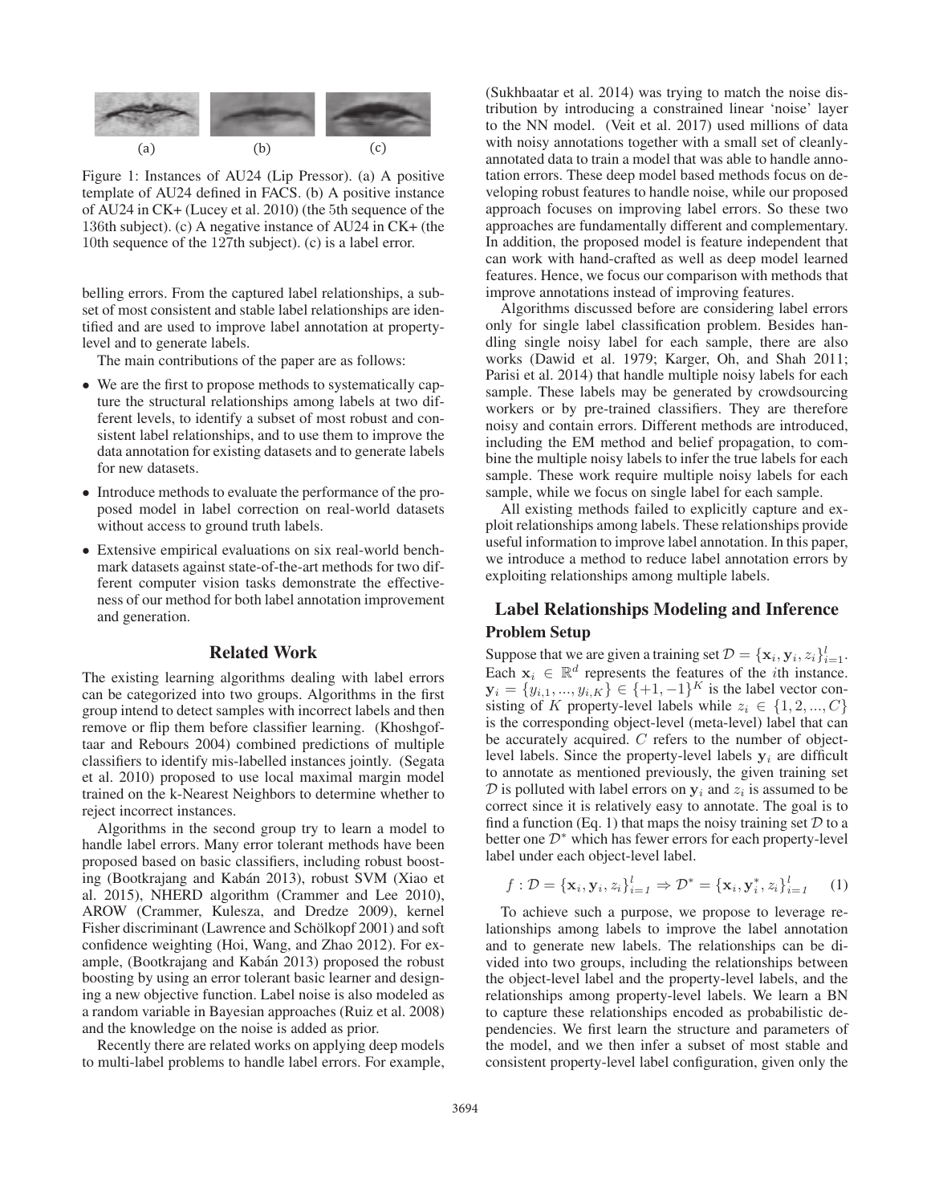Figure 1: Instances of AU24 (Lip Pressor). (a) A positive template of AU24 defined in FACS. (b) A positive instance of AU24 in CK+ (Lucey et al. 2010) (the 5th sequence of the 136th subject). (c) A negative instance of AU24 in CK+ (the 10th sequence of the 127th subject). (c) is a label error.

belling errors. From the captured label relationships, a subset of most consistent and stable label relationships are identified and are used to improve label annotation at property-level and to generate labels.

The main contributions of the paper are as follows:

- We are the first to propose methods to systematically capture the structural relationships among labels at two different levels, to identify a subset of most robust and consistent label relationships, and to use them to improve the data annotation for existing datasets and to generate labels for new datasets.
- Introduce methods to evaluate the performance of the proposed model in label correction on real-world datasets without access to ground truth labels.
- Extensive empirical evaluations on six real-world benchmark datasets against state-of-the-art methods for two different computer vision tasks demonstrate the effectiveness of our method for both label annotation improvement and generation.

## Related Work

The existing learning algorithms dealing with label errors can be categorized into two groups. Algorithms in the first group intend to detect samples with incorrect labels and then remove or flip them before classifier learning. (Khoshgoftaar and Rebours 2004) combined predictions of multiple classifiers to identify mis-labelled instances jointly. (Segata et al. 2010) proposed to use local maximal margin model trained on the k-Nearest Neighbors to determine whether to reject incorrect instances.

Algorithms in the second group try to learn a model to handle label errors. Many error tolerant methods have been proposed based on basic classifiers, including robust boosting (Bootkrajang and Kabán 2013), robust SVM (Xiao et al. 2015), NHERD algorithm (Crammer and Lee 2010), AROW (Crammer, Kulesza, and Dredze 2009), kernel Fisher discriminant (Lawrence and Schölkopf 2001) and soft confidence weighting (Hoi, Wang, and Zhao 2012). For example, (Bootkrajang and Kabán 2013) proposed the robust boosting by using an error tolerant basic learner and designing a new objective function. Label noise is also modeled as a random variable in Bayesian approaches (Ruiz et al. 2008) and the knowledge on the noise is added as prior.

Recently there are related works on applying deep models to multi-label problems to handle label errors. For example, (Sukhbaatar et al. 2014) was trying to match the noise distribution by introducing a constrained linear 'noise' layer to the NN model. (Veit et al. 2017) used millions of data with noisy annotations together with a small set of cleanly-annotated data to train a model that was able to handle annotation errors. These deep model based methods focus on developing robust features to handle noise, while our proposed approach focuses on improving label errors. So these two approaches are fundamentally different and complementary. In addition, the proposed model is feature independent that can work with hand-crafted as well as deep model learned features. Hence, we focus our comparison with methods that improve annotations instead of improving features.

Algorithms discussed before are considering label errors only for single label classification problem. Besides handling single noisy label for each sample, there are also works (Dawid et al. 1979; Karger, Oh, and Shah 2011; Parisi et al. 2014) that handle multiple noisy labels for each sample. These labels may be generated by crowdsourcing workers or by pre-trained classifiers. They are therefore noisy and contain errors. Different methods are introduced, including the EM method and belief propagation, to combine the multiple noisy labels to infer the true labels for each sample. These work require multiple noisy labels for each sample, while we focus on single label for each sample.

All existing methods failed to explicitly capture and exploit relationships among labels. These relationships provide useful information to improve label annotation. In this paper, we introduce a method to reduce label annotation errors by exploiting relationships among multiple labels.

## Label Relationships Modeling and Inference

### Problem Setup

Suppose that we are given a training set $\mathcal{D} = \{\mathbf{x}_i, \mathbf{y}_i, z_i\}_{i=1}^{l}$. Each $\mathbf{x}_i \in \mathbb{R}^d$ represents the features of the $i$th instance. $\mathbf{y}_i = \{y_{i,1}, ..., y_{i,K}\} \in \{+1, -1\}^K$ is the label vector consisting of $K$ property-level labels while $z_i \in \{1, 2, ..., C\}$ is the corresponding object-level (meta-level) label that can be accurately acquired. $C$ refers to the number of object-level labels. Since the property-level labels $\mathbf{y}_i$ are difficult to annotate as mentioned previously, the given training set $\mathcal{D}$ is polluted with label errors on $\mathbf{y}_i$ and $z_i$ is assumed to be correct since it is relatively easy to annotate. The goal is to find a function (Eq. 1) that maps the noisy training set $\mathcal{D}$ to a better one $\mathcal{D}^*$ which has fewer errors for each property-level label under each object-level label.

$$f : \mathcal{D} = \{\mathbf{x}_i, \mathbf{y}_i, z_i\}_{i=1}^{l} \Rightarrow \mathcal{D}^* = \{\mathbf{x}_i, \mathbf{y}_i^*, z_i\}_{i=1}^{l} \quad (1)$$

To achieve such a purpose, we propose to leverage relationships among labels to improve the label annotation and to generate new labels. The relationships can be divided into two groups, including the relationships between the object-level label and the property-level labels, and the relationships among property-level labels. We learn a BN to capture these relationships encoded as probabilistic dependencies. We first learn the structure and parameters of the model, and we then infer a subset of most stable and consistent property-level label configuration, given only the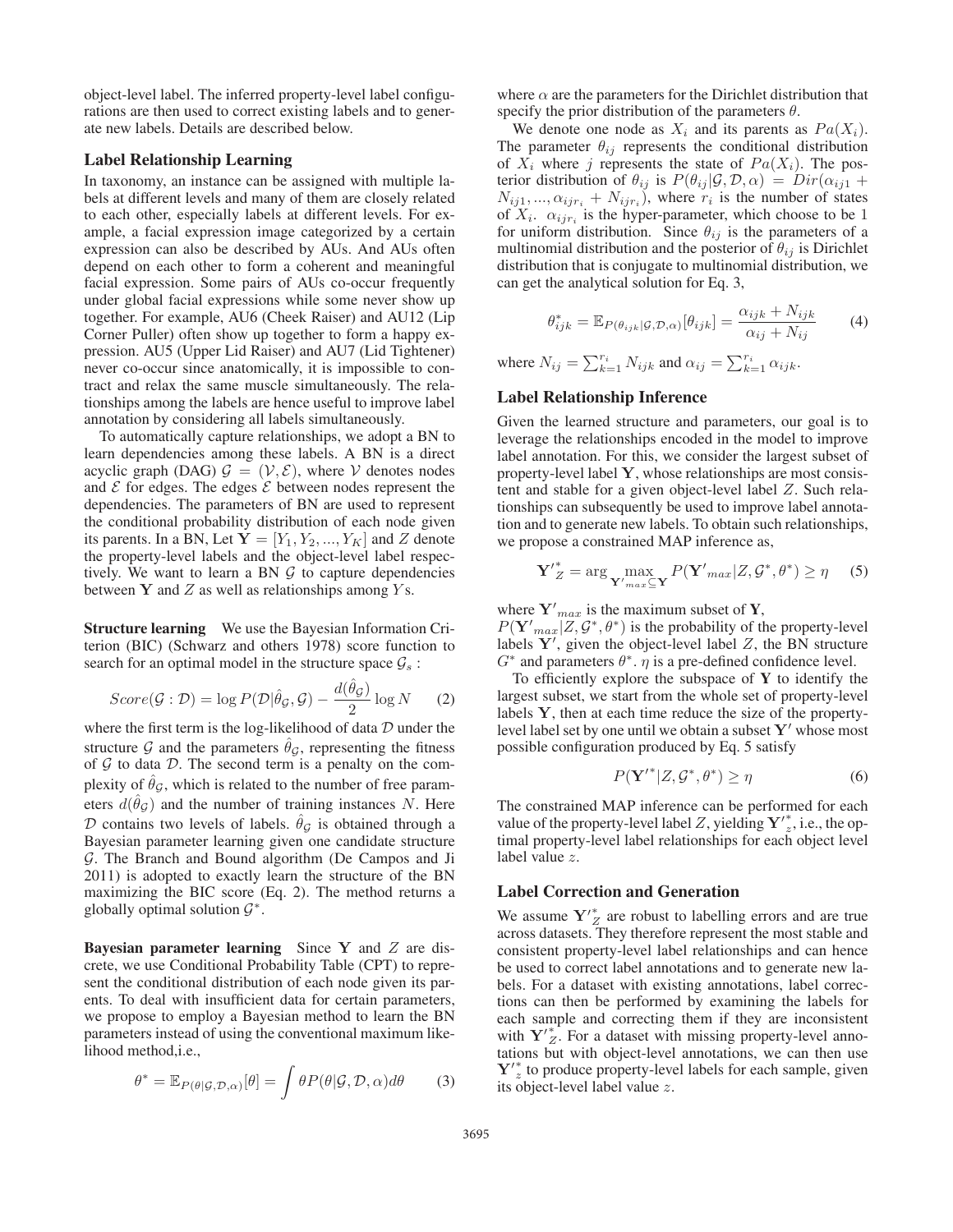object-level label. The inferred property-level label configurations are then used to correct existing labels and to generate new labels. Details are described below.

### Label Relationship Learning

In taxonomy, an instance can be assigned with multiple labels at different levels and many of them are closely related to each other, especially labels at different levels. For example, a facial expression image categorized by a certain expression can also be described by AUs. And AUs often depend on each other to form a coherent and meaningful facial expression. Some pairs of AUs co-occur frequently under global facial expressions while some never show up together. For example, AU6 (Cheek Raiser) and AU12 (Lip Corner Puller) often show up together to form a happy expression. AU5 (Upper Lid Raiser) and AU7 (Lid Tightener) never co-occur since anatomically, it is impossible to contract and relax the same muscle simultaneously. The relationships among the labels are hence useful to improve label annotation by considering all labels simultaneously.

To automatically capture relationships, we adopt a BN to learn dependencies among these labels. A BN is a direct acyclic graph (DAG) $\mathcal{G} = (\mathcal{V}, \mathcal{E})$, where $\mathcal{V}$ denotes nodes and $\mathcal{E}$ for edges. The edges $\mathcal{E}$ between nodes represent the dependencies. The parameters of BN are used to represent the conditional probability distribution of each node given its parents. In a BN, Let $\mathbf{Y} = [Y_1, Y_2, ..., Y_K]$ and $Z$ denote the property-level labels and the object-level label respectively. We want to learn a BN $\mathcal{G}$ to capture dependencies between $\mathbf{Y}$ and $Z$ as well as relationships among $Y$s.

**Structure learning** We use the Bayesian Information Criterion (BIC) (Schwarz and others 1978) score function to search for an optimal model in the structure space $\mathcal{G}_s$ :

$$Score(\mathcal{G} : \mathcal{D}) = \log P(\mathcal{D}|\hat{\theta}_{\mathcal{G}}, \mathcal{G}) - \frac{d(\hat{\theta}_{\mathcal{G}})}{2} \log N \qquad (2)$$

where the first term is the log-likelihood of data $\mathcal{D}$ under the structure $\mathcal{G}$ and the parameters $\hat{\theta}_{\mathcal{G}}$, representing the fitness of $\mathcal{G}$ to data $\mathcal{D}$. The second term is a penalty on the complexity of $\hat{\theta}_{\mathcal{G}}$, which is related to the number of free parameters $d(\hat{\theta}_{\mathcal{G}})$ and the number of training instances $N$. Here $\mathcal{D}$ contains two levels of labels. $\hat{\theta}_{\mathcal{G}}$ is obtained through a Bayesian parameter learning given one candidate structure $\mathcal{G}$. The Branch and Bound algorithm (De Campos and Ji 2011) is adopted to exactly learn the structure of the BN maximizing the BIC score (Eq. 2). The method returns a globally optimal solution $\mathcal{G}^*$.

**Bayesian parameter learning** Since $\mathbf{Y}$ and $Z$ are discrete, we use Conditional Probability Table (CPT) to represent the conditional distribution of each node given its parents. To deal with insufficient data for certain parameters, we propose to employ a Bayesian method to learn the BN parameters instead of using the conventional maximum likelihood method,i.e.,

$$\theta^* = \mathbb{E}_{P(\theta|\mathcal{G},\mathcal{D},\alpha)}[\theta] = \int \theta P(\theta|\mathcal{G}, \mathcal{D}, \alpha) d\theta \qquad (3)$$

where $\alpha$ are the parameters for the Dirichlet distribution that specify the prior distribution of the parameters $\theta$.

We denote one node as $X_i$ and its parents as $Pa(X_i)$. The parameter $\theta_{ij}$ represents the conditional distribution of $X_i$ where $j$ represents the state of $Pa(X_i)$. The posterior distribution of $\theta_{ij}$ is $P(\theta_{ij}|\mathcal{G}, \mathcal{D}, \alpha) = Dir(\alpha_{ij1} + N_{ij1}, ..., \alpha_{ijr_i} + N_{ijr_i})$, where $r_i$ is the number of states of $X_i$. $\alpha_{ijr_i}$ is the hyper-parameter, which choose to be 1 for uniform distribution. Since $\theta_{ij}$ is the parameters of a multinomial distribution and the posterior of $\theta_{ij}$ is Dirichlet distribution that is conjugate to multinomial distribution, we can get the analytical solution for Eq. 3,

$$\theta^*_{ijk} = \mathbb{E}_{P(\theta_{ijk}|\mathcal{G},\mathcal{D},\alpha)}[\theta_{ijk}] = \frac{\alpha_{ijk} + N_{ijk}}{\alpha_{ij} + N_{ij}} \qquad (4)$$

where $N_{ij} = \sum_{k=1}^{r_i} N_{ijk}$ and $\alpha_{ij} = \sum_{k=1}^{r_i} \alpha_{ijk}$.

### Label Relationship Inference

Given the learned structure and parameters, our goal is to leverage the relationships encoded in the model to improve label annotation. For this, we consider the largest subset of property-level label $\mathbf{Y}$, whose relationships are most consistent and stable for a given object-level label $Z$. Such relationships can subsequently be used to improve label annotation and to generate new labels. To obtain such relationships, we propose a constrained MAP inference as,

$$\mathbf{Y'}^*_Z = \arg \max_{\mathbf{Y'}_{max} \subseteq \mathbf{Y}} P(\mathbf{Y'}_{max}|Z, \mathcal{G}^*, \theta^*) \geq \eta \qquad (5)$$

where $\mathbf{Y'}_{max}$ is the maximum subset of $\mathbf{Y}$, $P(\mathbf{Y'}_{max}|Z, \mathcal{G}^*, \theta^*)$ is the probability of the property-level labels $\mathbf{Y'}$, given the object-level label $Z$, the BN structure $G^*$ and parameters $\theta^*$. $\eta$ is a pre-defined confidence level.

To efficiently explore the subspace of $\mathbf{Y}$ to identify the largest subset, we start from the whole set of property-level labels $\mathbf{Y}$, then at each time reduce the size of the property-level label set by one until we obtain a subset $\mathbf{Y'}$ whose most possible configuration produced by Eq. 5 satisfy

$$P(\mathbf{Y'}^*|Z, \mathcal{G}^*, \theta^*) \geq \eta \qquad (6)$$

The constrained MAP inference can be performed for each value of the property-level label $Z$, yielding $\mathbf{Y'}^*_z$, i.e., the optimal property-level label relationships for each object level label value $z$.

### Label Correction and Generation

We assume $\mathbf{Y'}^*_Z$ are robust to labelling errors and are true across datasets. They therefore represent the most stable and consistent property-level label relationships and can hence be used to correct label annotations and to generate new labels. For a dataset with existing annotations, label corrections can then be performed by examining the labels for each sample and correcting them if they are inconsistent with $\mathbf{Y'}^*_Z$. For a dataset with missing property-level annotations but with object-level annotations, we can then use $\mathbf{Y'}^*_z$ to produce property-level labels for each sample, given its object-level label value $z$.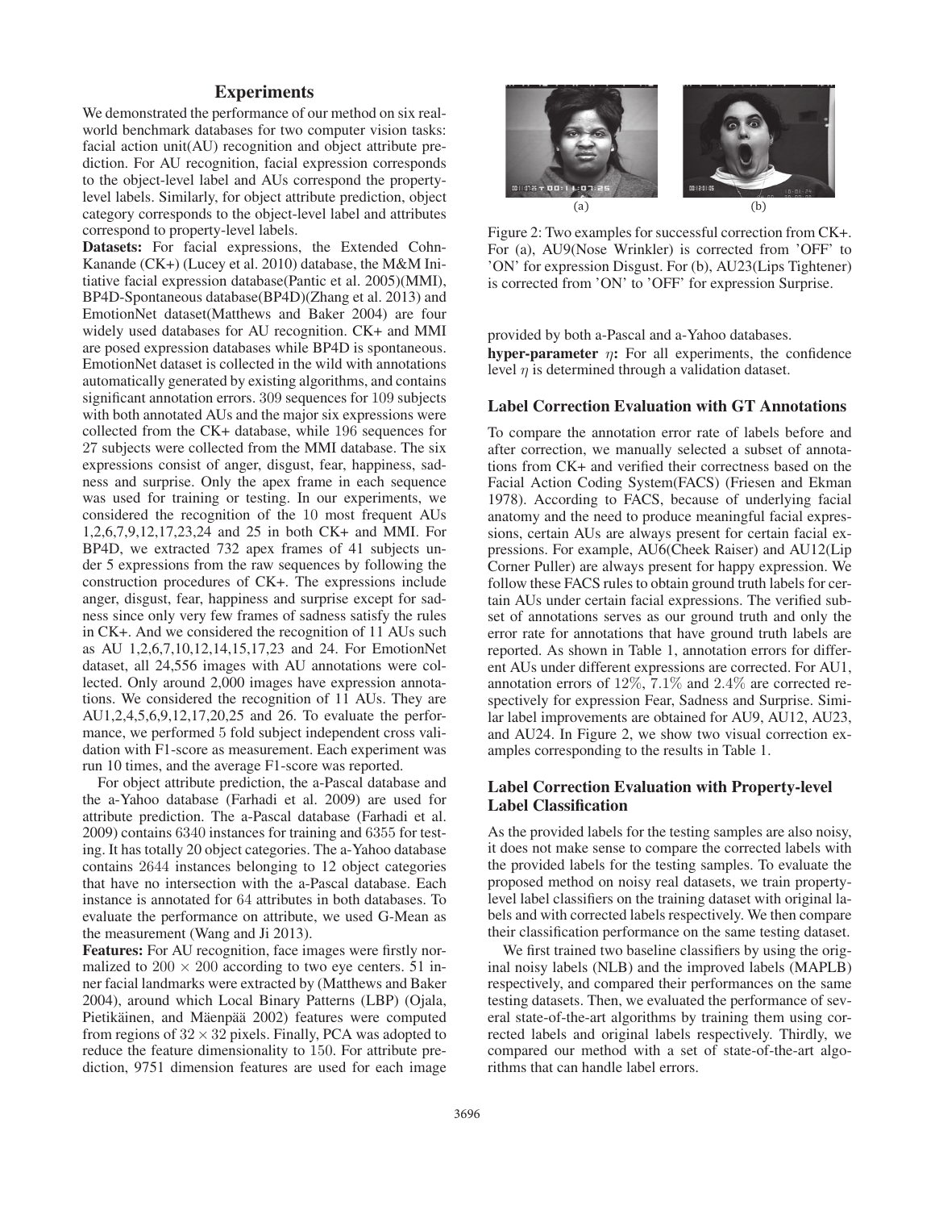## Experiments

We demonstrated the performance of our method on six real-world benchmark databases for two computer vision tasks: facial action unit(AU) recognition and object attribute prediction. For AU recognition, facial expression corresponds to the object-level label and AUs correspond the property-level labels. Similarly, for object attribute prediction, object category corresponds to the object-level label and attributes correspond to property-level labels.

**Datasets:** For facial expressions, the Extended Cohn-Kanande (CK+) (Lucey et al. 2010) database, the M&M Initiative facial expression database(Pantic et al. 2005)(MMI), BP4D-Spontaneous database(BP4D)(Zhang et al. 2013) and EmotionNet dataset(Matthews and Baker 2004) are four widely used databases for AU recognition. CK+ and MMI are posed expression databases while BP4D is spontaneous. EmotionNet dataset is collected in the wild with annotations automatically generated by existing algorithms, and contains significant annotation errors. $309$ sequences for $109$ subjects with both annotated AUs and the major six expressions were collected from the CK+ database, while $196$ sequences for $27$ subjects were collected from the MMI database. The six expressions consist of anger, disgust, fear, happiness, sadness and surprise. Only the apex frame in each sequence was used for training or testing. In our experiments, we considered the recognition of the $10$ most frequent AUs 1,2,6,7,9,12,17,23,24 and 25 in both CK+ and MMI. For BP4D, we extracted $732$ apex frames of $41$ subjects under $5$ expressions from the raw sequences by following the construction procedures of CK+. The expressions include anger, disgust, fear, happiness and surprise except for sadness since only very few frames of sadness satisfy the rules in CK+. And we considered the recognition of 11 AUs such as AU 1,2,6,7,10,12,14,15,17,23 and 24. For EmotionNet dataset, all 24,556 images with AU annotations were collected. Only around 2,000 images have expression annotations. We considered the recognition of 11 AUs. They are AU1,2,4,5,6,9,12,17,20,25 and 26. To evaluate the performance, we performed $5$ fold subject independent cross validation with F1-score as measurement. Each experiment was run 10 times, and the average F1-score was reported.

For object attribute prediction, the a-Pascal database and the a-Yahoo database (Farhadi et al. 2009) are used for attribute prediction. The a-Pascal database (Farhadi et al. 2009) contains $6340$ instances for training and $6355$ for testing. It has totally 20 object categories. The a-Yahoo database contains $2644$ instances belonging to 12 object categories that have no intersection with the a-Pascal database. Each instance is annotated for $64$ attributes in both databases. To evaluate the performance on attribute, we used G-Mean as the measurement (Wang and Ji 2013).

**Features:** For AU recognition, face images were firstly normalized to $200 \times 200$ according to two eye centers. $51$ inner facial landmarks were extracted by (Matthews and Baker 2004), around which Local Binary Patterns (LBP) (Ojala, Pietikäinen, and Mäenpää 2002) features were computed from regions of $32 \times 32$ pixels. Finally, PCA was adopted to reduce the feature dimensionality to $150$. For attribute prediction, 9751 dimension features are used for each image provided by both a-Pascal and a-Yahoo databases.

**hyper-parameter $\eta$:** For all experiments, the confidence level $\eta$ is determined through a validation dataset.

Figure 2: Two examples for successful correction from CK+. For (a), AU9(Nose Wrinkler) is corrected from 'OFF' to 'ON' for expression Disgust. For (b), AU23(Lips Tightener) is corrected from 'ON' to 'OFF' for expression Surprise.

### Label Correction Evaluation with GT Annotations

To compare the annotation error rate of labels before and after correction, we manually selected a subset of annotations from CK+ and verified their correctness based on the Facial Action Coding System(FACS) (Friesen and Ekman 1978). According to FACS, because of underlying facial anatomy and the need to produce meaningful facial expressions, certain AUs are always present for certain facial expressions. For example, AU6(Cheek Raiser) and AU12(Lip Corner Puller) are always present for happy expression. We follow these FACS rules to obtain ground truth labels for certain AUs under certain facial expressions. The verified subset of annotations serves as our ground truth and only the error rate for annotations that have ground truth labels are reported. As shown in Table 1, annotation errors for different AUs under different expressions are corrected. For AU1, annotation errors of $12\%$, $7.1\%$ and $2.4\%$ are corrected respectively for expression Fear, Sadness and Surprise. Similar label improvements are obtained for AU9, AU12, AU23, and AU24. In Figure 2, we show two visual correction examples corresponding to the results in Table 1.

### Label Correction Evaluation with Property-level Label Classification

As the provided labels for the testing samples are also noisy, it does not make sense to compare the corrected labels with the provided labels for the testing samples. To evaluate the proposed method on noisy real datasets, we train property-level label classifiers on the training dataset with original labels and with corrected labels respectively. We then compare their classification performance on the same testing dataset.

We first trained two baseline classifiers by using the original noisy labels (NLB) and the improved labels (MAPLB) respectively, and compared their performances on the same testing datasets. Then, we evaluated the performance of several state-of-the-art algorithms by training them using corrected labels and original labels respectively. Thirdly, we compared our method with a set of state-of-the-art algorithms that can handle label errors.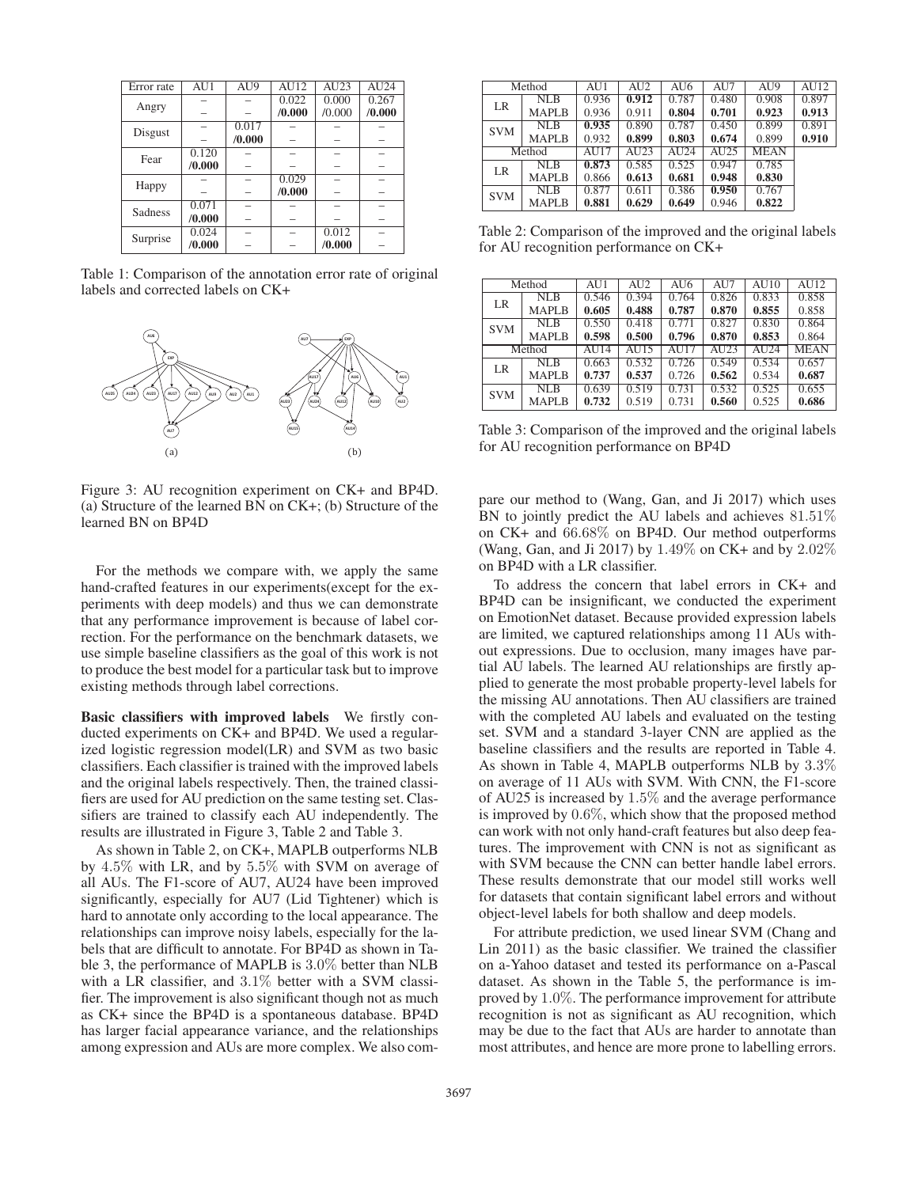| Error rate | AU1 | AU9 | AU12 | AU23 | AU24 |
|---|---|---|---|---|---|
| Angry | – | – | 0.022 | 0.000 | 0.267 |
| | – | – | **/0.000** | /0.000 | **/0.000** |
| Disgust | – | 0.017 | – | – | – |
| | – | **/0.000** | – | – | – |
| Fear | 0.120 | – | – | – | – |
| | **/0.000** | – | – | – | – |
| Happy | – | – | 0.029 | – | – |
| | – | – | **/0.000** | – | – |
| Sadness | 0.071 | – | – | – | – |
| | **/0.000** | – | – | – | – |
| Surprise | 0.024 | – | – | 0.012 | – |
| | **/0.000** | – | – | **/0.000** | – |

Table 1: Comparison of the annotation error rate of original labels and corrected labels on CK+

Figure 3: AU recognition experiment on CK+ and BP4D. (a) Structure of the learned BN on CK+; (b) Structure of the learned BN on BP4D

For the methods we compare with, we apply the same hand-crafted features in our experiments(except for the experiments with deep models) and thus we can demonstrate that any performance improvement is because of label correction. For the performance on the benchmark datasets, we use simple baseline classifiers as the goal of this work is not to produce the best model for a particular task but to improve existing methods through label corrections.

**Basic classifiers with improved labels** We firstly conducted experiments on CK+ and BP4D. We used a regularized logistic regression model(LR) and SVM as two basic classifiers. Each classifier is trained with the improved labels and the original labels respectively. Then, the trained classifiers are used for AU prediction on the same testing set. Classifiers are trained to classify each AU independently. The results are illustrated in Figure 3, Table 2 and Table 3.

As shown in Table 2, on CK+, MAPLB outperforms NLB by $4.5\%$ with LR, and by $5.5\%$ with SVM on average of all AUs. The F1-score of AU7, AU24 have been improved significantly, especially for AU7 (Lid Tightener) which is hard to annotate only according to the local appearance. The relationships can improve noisy labels, especially for the labels that are difficult to annotate. For BP4D as shown in Table 3, the performance of MAPLB is $3.0\%$ better than NLB with a LR classifier, and $3.1\%$ better with a SVM classifier. The improvement is also significant though not as much as CK+ since the BP4D is a spontaneous database. BP4D has larger facial appearance variance, and the relationships among expression and AUs are more complex. We also compare our method to (Wang, Gan, and Ji 2017) which uses BN to jointly predict the AU labels and achieves $81.51\%$ on CK+ and $66.68\%$ on BP4D. Our method outperforms (Wang, Gan, and Ji 2017) by $1.49\%$ on CK+ and by $2.02\%$ on BP4D with a LR classifier.

| Method | | AU1 | AU2 | AU6 | AU7 | AU9 | AU12 |
|---|---|---|---|---|---|---|---|
| LR | NLB | 0.936 | **0.912** | 0.787 | 0.480 | 0.908 | 0.897 |
| | MAPLB | 0.936 | 0.911 | **0.804** | **0.701** | **0.923** | **0.913** |
| SVM | NLB | **0.935** | 0.890 | 0.787 | 0.450 | 0.899 | 0.891 |
| | MAPLB | 0.932 | **0.899** | **0.803** | **0.674** | 0.899 | **0.910** |
| Method | | AU17 | AU23 | AU24 | AU25 | MEAN | |
| LR | NLB | **0.873** | 0.585 | 0.525 | 0.947 | 0.785 | |
| | MAPLB | 0.866 | **0.613** | **0.681** | **0.948** | **0.830** | |
| SVM | NLB | 0.877 | 0.611 | 0.386 | **0.950** | 0.767 | |
| | MAPLB | **0.881** | **0.629** | **0.649** | 0.946 | **0.822** | |

Table 2: Comparison of the improved and the original labels for AU recognition performance on CK+

| Method | | AU1 | AU2 | AU6 | AU7 | AU10 | AU12 |
|---|---|---|---|---|---|---|---|
| LR | NLB | 0.546 | 0.394 | 0.764 | 0.826 | 0.833 | 0.858 |
| | MAPLB | **0.605** | **0.488** | **0.787** | **0.870** | **0.855** | 0.858 |
| SVM | NLB | 0.550 | 0.418 | 0.771 | 0.827 | 0.830 | 0.864 |
| | MAPLB | **0.598** | **0.500** | **0.796** | **0.870** | **0.853** | 0.864 |
| Method | | AU14 | AU15 | AU17 | AU23 | AU24 | MEAN |
| LR | NLB | 0.663 | 0.532 | 0.726 | 0.549 | 0.534 | 0.657 |
| | MAPLB | **0.737** | **0.537** | 0.726 | **0.562** | 0.534 | **0.687** |
| SVM | NLB | 0.639 | 0.519 | 0.731 | 0.532 | 0.525 | 0.655 |
| | MAPLB | **0.732** | 0.519 | 0.731 | **0.560** | 0.525 | **0.686** |

Table 3: Comparison of the improved and the original labels for AU recognition performance on BP4D

To address the concern that label errors in CK+ and BP4D can be insignificant, we conducted the experiment on EmotionNet dataset. Because provided expression labels are limited, we captured relationships among 11 AUs without expressions. Due to occlusion, many images have partial AU labels. The learned AU relationships are firstly applied to generate the most probable property-level labels for the missing AU annotations. Then AU classifiers are trained with the completed AU labels and evaluated on the testing set. SVM and a standard 3-layer CNN are applied as the baseline classifiers and the results are reported in Table 4. As shown in Table 4, MAPLB outperforms NLB by $3.3\%$ on average of 11 AUs with SVM. With CNN, the F1-score of AU25 is increased by $1.5\%$ and the average performance is improved by $0.6\%$, which show that the proposed method can work with not only hand-craft features but also deep features. The improvement with CNN is not as significant as with SVM because the CNN can better handle label errors. These results demonstrate that our model still works well for datasets that contain significant label errors and without object-level labels for both shallow and deep models.

For attribute prediction, we used linear SVM (Chang and Lin 2011) as the basic classifier. We trained the classifier on a-Yahoo dataset and tested its performance on a-Pascal dataset. As shown in the Table 5, the performance is improved by $1.0\%$. The performance improvement for attribute recognition is not as significant as AU recognition, which may be due to the fact that AUs are harder to annotate than most attributes, and hence are more prone to labelling errors.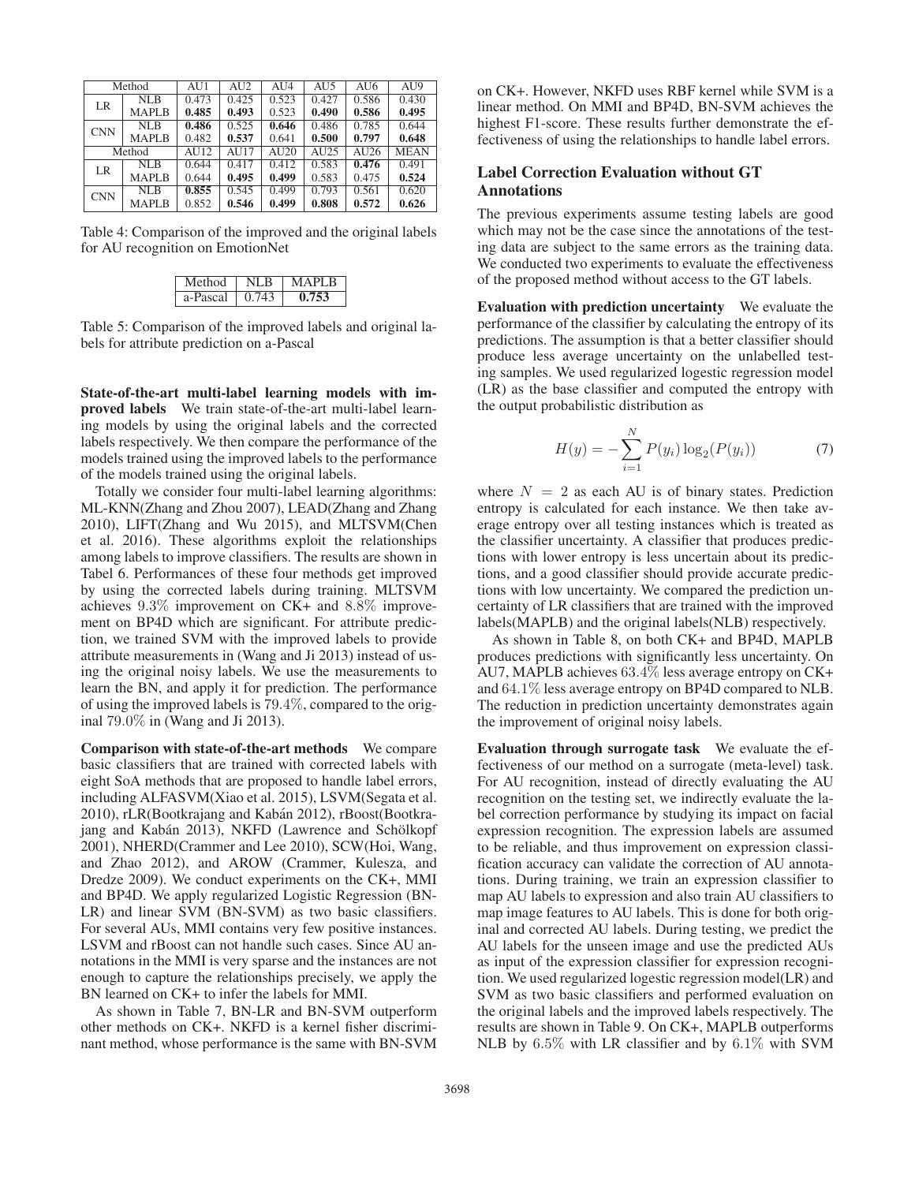| Method | | AU1 | AU2 | AU4 | AU5 | AU6 | AU9 |
|---|---|---|---|---|---|---|---|
| LR | NLB | 0.473 | 0.425 | 0.523 | 0.427 | 0.586 | 0.430 |
| | MAPLB | **0.485** | **0.493** | 0.523 | **0.490** | **0.586** | **0.495** |
| CNN | NLB | **0.486** | 0.525 | **0.646** | 0.486 | 0.785 | 0.644 |
| | MAPLB | 0.482 | **0.537** | 0.641 | **0.500** | **0.797** | **0.648** |
| Method | | AU12 | AU17 | AU20 | AU25 | AU26 | MEAN |
| LR | NLB | 0.644 | 0.417 | 0.412 | 0.583 | **0.476** | 0.491 |
| | MAPLB | 0.644 | **0.495** | **0.499** | 0.583 | 0.475 | **0.524** |
| CNN | NLB | **0.855** | 0.545 | 0.499 | 0.793 | 0.561 | 0.620 |
| | MAPLB | 0.852 | **0.546** | **0.499** | **0.808** | **0.572** | **0.626** |

Table 4: Comparison of the improved and the original labels for AU recognition on EmotionNet

| Method | NLB | MAPLB |
|---|---|---|
| a-Pascal | 0.743 | **0.753** |

Table 5: Comparison of the improved labels and original labels for attribute prediction on a-Pascal

**State-of-the-art multi-label learning models with improved labels** We train state-of-the-art multi-label learning models by using the original labels and the corrected labels respectively. We then compare the performance of the models trained using the improved labels to the performance of the models trained using the original labels.

Totally we consider four multi-label learning algorithms: ML-KNN(Zhang and Zhou 2007), LEAD(Zhang and Zhang 2010), LIFT(Zhang and Wu 2015), and MLTSVM(Chen et al. 2016). These algorithms exploit the relationships among labels to improve classifiers. The results are shown in Tabel 6. Performances of these four methods get improved by using the corrected labels during training. MLTSVM achieves $9.3\%$ improvement on CK+ and $8.8\%$ improvement on BP4D which are significant. For attribute prediction, we trained SVM with the improved labels to provide attribute measurements in (Wang and Ji 2013) instead of using the original noisy labels. We use the measurements to learn the BN, and apply it for prediction. The performance of using the improved labels is $79.4\%$, compared to the original $79.0\%$ in (Wang and Ji 2013).

**Comparison with state-of-the-art methods** We compare basic classifiers that are trained with corrected labels with eight SoA methods that are proposed to handle label errors, including ALFASVM(Xiao et al. 2015), LSVM(Segata et al. 2010), rLR(Bootkrajang and Kabán 2012), rBoost(Bootkrajang and Kabán 2013), NKFD (Lawrence and Schölkopf 2001), NHERD(Crammer and Lee 2010), SCW(Hoi, Wang, and Zhao 2012), and AROW (Crammer, Kulesza, and Dredze 2009). We conduct experiments on the CK+, MMI and BP4D. We apply regularized Logistic Regression (BN-LR) and linear SVM (BN-SVM) as two basic classifiers. For several AUs, MMI contains very few positive instances. LSVM and rBoost can not handle such cases. Since AU annotations in the MMI is very sparse and the instances are not enough to capture the relationships precisely, we apply the BN learned on CK+ to infer the labels for MMI.

As shown in Table 7, BN-LR and BN-SVM outperform other methods on CK+. NKFD is a kernel fisher discriminant method, whose performance is the same with BN-SVM on CK+. However, NKFD uses RBF kernel while SVM is a linear method. On MMI and BP4D, BN-SVM achieves the highest F1-score. These results further demonstrate the effectiveness of using the relationships to handle label errors.

## Label Correction Evaluation without GT Annotations

The previous experiments assume testing labels are good which may not be the case since the annotations of the testing data are subject to the same errors as the training data. We conducted two experiments to evaluate the effectiveness of the proposed method without access to the GT labels.

**Evaluation with prediction uncertainty** We evaluate the performance of the classifier by calculating the entropy of its predictions. The assumption is that a better classifier should produce less average uncertainty on the unlabelled testing samples. We used regularized logestic regression model (LR) as the base classifier and computed the entropy with the output probabilistic distribution as

$$H(y) = -\sum_{i=1}^{N} P(y_i)\log_2(P(y_i)) \tag{7}$$

where $N = 2$ as each AU is of binary states. Prediction entropy is calculated for each instance. We then take average entropy over all testing instances which is treated as the classifier uncertainty. A classifier that produces predictions with lower entropy is less uncertain about its predictions, and a good classifier should provide accurate predictions with low uncertainty. We compared the prediction uncertainty of LR classifiers that are trained with the improved labels(MAPLB) and the original labels(NLB) respectively.

As shown in Table 8, on both CK+ and BP4D, MAPLB produces predictions with significantly less uncertainty. On AU7, MAPLB achieves $63.4\%$ less average entropy on CK+ and $64.1\%$ less average entropy on BP4D compared to NLB. The reduction in prediction uncertainty demonstrates again the improvement of original noisy labels.

**Evaluation through surrogate task** We evaluate the effectiveness of our method on a surrogate (meta-level) task. For AU recognition, instead of directly evaluating the AU recognition on the testing set, we indirectly evaluate the label correction performance by studying its impact on facial expression recognition. The expression labels are assumed to be reliable, and thus improvement on expression classification accuracy can validate the correction of AU annotations. During training, we train an expression classifier to map AU labels to expression and also train AU classifiers to map image features to AU labels. This is done for both original and corrected AU labels. During testing, we predict the AU labels for the unseen image and use the predicted AUs as input of the expression classifier for expression recognition. We used regularized logestic regression model(LR) and SVM as two basic classifiers and performed evaluation on the original labels and the improved labels respectively. The results are shown in Table 9. On CK+, MAPLB outperforms NLB by $6.5\%$ with LR classifier and by $6.1\%$ with SVM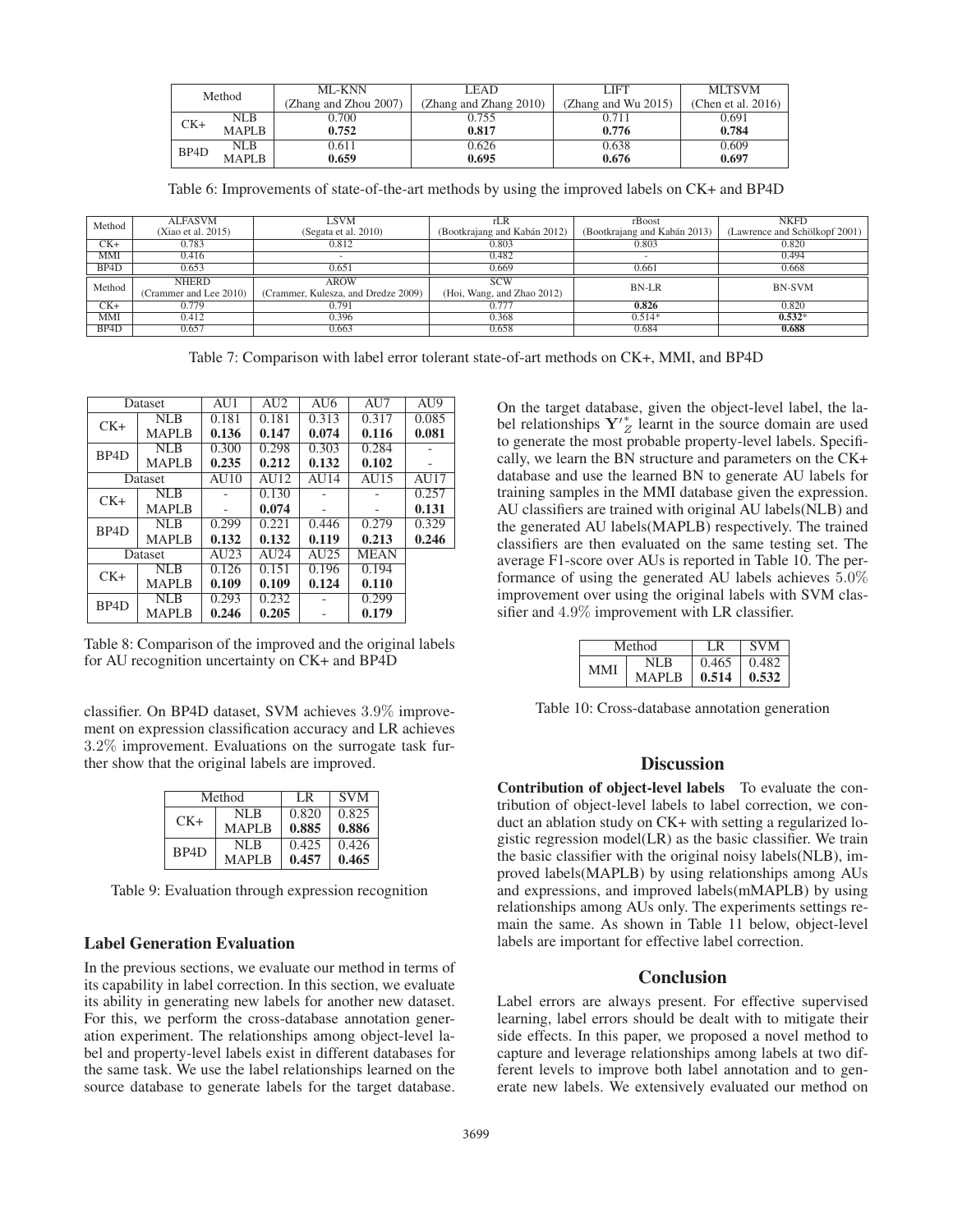| Method | | ML-KNN (Zhang and Zhou 2007) | LEAD (Zhang and Zhang 2010) | LIFT (Zhang and Wu 2015) | MLTSVM (Chen et al. 2016) |
|---|---|---|---|---|---|
| CK+ | NLB | 0.700 | 0.755 | 0.711 | 0.691 |
| | MAPLB | **0.752** | **0.817** | **0.776** | **0.784** |
| BP4D | NLB | 0.611 | 0.626 | 0.638 | 0.609 |
| | MAPLB | **0.659** | **0.695** | **0.676** | **0.697** |

Table 6: Improvements of state-of-the-art methods by using the improved labels on CK+ and BP4D

| Method | ALFASVM (Xiao et al. 2015) | LSVM (Segata et al. 2010) | rLR (Bootkrajang and Kabán 2012) | rBoost (Bootkrajang and Kabán 2013) | NKFD (Lawrence and Schölkopf 2001) |
|---|---|---|---|---|---|
| CK+ | 0.783 | 0.812 | 0.803 | 0.803 | 0.820 |
| MMI | 0.416 | - | 0.482 | - | 0.494 |
| BP4D | 0.653 | 0.651 | 0.669 | 0.661 | 0.668 |
| Method | NHERD (Crammer and Lee 2010) | AROW (Crammer, Kulesza, and Dredze 2009) | SCW (Hoi, Wang, and Zhao 2012) | BN-LR | BN-SVM |
| CK+ | 0.779 | 0.791 | 0.777 | **0.826** | 0.820 |
| MMI | 0.412 | 0.396 | 0.368 | 0.514* | **0.532*** |
| BP4D | 0.657 | 0.663 | 0.658 | 0.684 | **0.688** |

Table 7: Comparison with label error tolerant state-of-art methods on CK+, MMI, and BP4D

| Dataset | | AU1 | AU2 | AU6 | AU7 | AU9 |
|---|---|---|---|---|---|---|
| CK+ | NLB | 0.181 | 0.181 | 0.313 | 0.317 | 0.085 |
| | MAPLB | **0.136** | **0.147** | **0.074** | **0.116** | **0.081** |
| BP4D | NLB | 0.300 | 0.298 | 0.303 | 0.284 | - |
| | MAPLB | **0.235** | **0.212** | **0.132** | **0.102** | - |
| Dataset | | AU10 | AU12 | AU14 | AU15 | AU17 |
| CK+ | NLB | - | 0.130 | - | - | 0.257 |
| | MAPLB | - | **0.074** | - | - | **0.131** |
| BP4D | NLB | 0.299 | 0.221 | 0.446 | 0.279 | 0.329 |
| | MAPLB | **0.132** | **0.132** | **0.119** | **0.213** | **0.246** |
| Dataset | | AU23 | AU24 | AU25 | MEAN | |
| CK+ | NLB | 0.126 | 0.151 | 0.196 | 0.194 | |
| | MAPLB | **0.109** | **0.109** | **0.124** | **0.110** | |
| BP4D | NLB | 0.293 | 0.232 | - | 0.299 | |
| | MAPLB | **0.246** | **0.205** | - | **0.179** | |

Table 8: Comparison of the improved and the original labels for AU recognition uncertainty on CK+ and BP4D

classifier. On BP4D dataset, SVM achieves $3.9\%$ improvement on expression classification accuracy and LR achieves $3.2\%$ improvement. Evaluations on the surrogate task further show that the original labels are improved.

| Method | | LR | SVM |
|---|---|---|---|
| CK+ | NLB | 0.820 | 0.825 |
| | MAPLB | **0.885** | **0.886** |
| BP4D | NLB | 0.425 | 0.426 |
| | MAPLB | **0.457** | **0.465** |

Table 9: Evaluation through expression recognition

### Label Generation Evaluation

In the previous sections, we evaluate our method in terms of its capability in label correction. In this section, we evaluate its ability in generating new labels for another new dataset. For this, we perform the cross-database annotation generation experiment. The relationships among object-level label and property-level labels exist in different databases for the same task. We use the label relationships learned on the source database to generate labels for the target database. On the target database, given the object-level label, the label relationships $\mathbf{Y}'^{*}_{Z}$ learnt in the source domain are used to generate the most probable property-level labels. Specifically, we learn the BN structure and parameters on the CK+ database and use the learned BN to generate AU labels for training samples in the MMI database given the expression. AU classifiers are trained with original AU labels(NLB) and the generated AU labels(MAPLB) respectively. The trained classifiers are then evaluated on the same testing set. The average F1-score over AUs is reported in Table 10. The performance of using the generated AU labels achieves $5.0\%$ improvement over using the original labels with SVM classifier and $4.9\%$ improvement with LR classifier.

| Method | | LR | SVM |
|---|---|---|---|
| MMI | NLB | 0.465 | 0.482 |
| | MAPLB | **0.514** | **0.532** |

Table 10: Cross-database annotation generation

## Discussion

**Contribution of object-level labels** To evaluate the contribution of object-level labels to label correction, we conduct an ablation study on CK+ with setting a regularized logistic regression model(LR) as the basic classifier. We train the basic classifier with the original noisy labels(NLB), improved labels(MAPLB) by using relationships among AUs and expressions, and improved labels(mMAPLB) by using relationships among AUs only. The experiments settings remain the same. As shown in Table 11 below, object-level labels are important for effective label correction.

## Conclusion

Label errors are always present. For effective supervised learning, label errors should be dealt with to mitigate their side effects. In this paper, we proposed a novel method to capture and leverage relationships among labels at two different levels to improve both label annotation and to generate new labels. We extensively evaluated our method on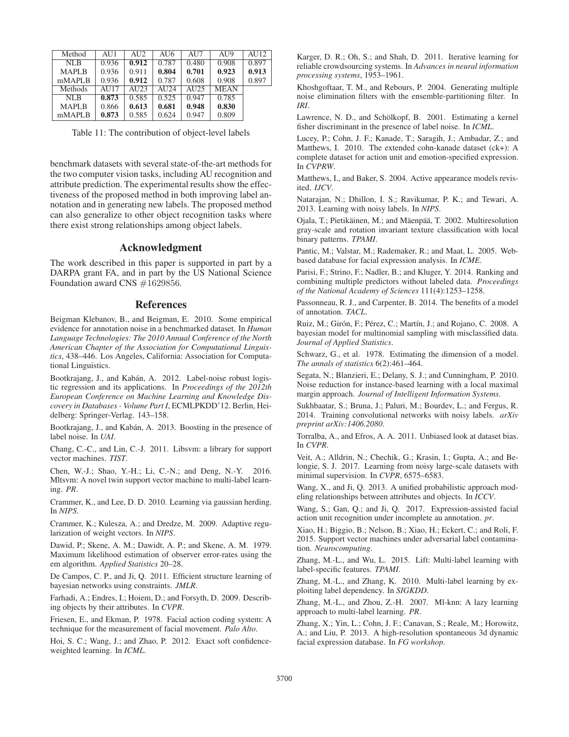| Method | AU1 | AU2 | AU6 | AU7 | AU9 | AU12 |
|---|---|---|---|---|---|---|
| NLB | 0.936 | **0.912** | 0.787 | 0.480 | 0.908 | 0.897 |
| MAPLB | 0.936 | 0.911 | **0.804** | **0.701** | **0.923** | **0.913** |
| mMAPLB | 0.936 | **0.912** | 0.787 | 0.608 | 0.908 | 0.897 |
| Methods | AU17 | AU23 | AU24 | AU25 | MEAN | |
| NLB | **0.873** | 0.585 | 0.525 | 0.947 | 0.785 | |
| MAPLB | 0.866 | **0.613** | **0.681** | **0.948** | **0.830** | |
| mMAPLB | **0.873** | 0.585 | 0.624 | 0.947 | 0.809 | |

Table 11: The contribution of object-level labels

benchmark datasets with several state-of-the-art methods for the two computer vision tasks, including AU recognition and attribute prediction. The experimental results show the effectiveness of the proposed method in both improving label annotation and in generating new labels. The proposed method can also generalize to other object recognition tasks where there exist strong relationships among object labels.

## Acknowledgment

The work described in this paper is supported in part by a DARPA grant FA, and in part by the US National Science Foundation award CNS #1629856.

## References

Beigman Klebanov, B., and Beigman, E. 2010. Some empirical evidence for annotation noise in a benchmarked dataset. In *Human Language Technologies: The 2010 Annual Conference of the North American Chapter of the Association for Computational Linguistics*, 438–446. Los Angeles, California: Association for Computational Linguistics.

Bootkrajang, J., and Kabán, A. 2012. Label-noise robust logistic regression and its applications. In *Proceedings of the 2012th European Conference on Machine Learning and Knowledge Discovery in Databases - Volume Part I*, ECMLPKDD'12. Berlin, Heidelberg: Springer-Verlag. 143–158.

Bootkrajang, J., and Kabán, A. 2013. Boosting in the presence of label noise. In *UAI*.

Chang, C.-C., and Lin, C.-J. 2011. Libsvm: a library for support vector machines. *TIST*.

Chen, W.-J.; Shao, Y.-H.; Li, C.-N.; and Deng, N.-Y. 2016. Mltsvm: A novel twin support vector machine to multi-label learning. *PR*.

Crammer, K., and Lee, D. D. 2010. Learning via gaussian herding. In *NIPS*.

Crammer, K.; Kulesza, A.; and Dredze, M. 2009. Adaptive regularization of weight vectors. In *NIPS*.

Dawid, P.; Skene, A. M.; Dawidt, A. P.; and Skene, A. M. 1979. Maximum likelihood estimation of observer error-rates using the em algorithm. *Applied Statistics* 20–28.

De Campos, C. P., and Ji, Q. 2011. Efficient structure learning of bayesian networks using constraints. *JMLR*.

Farhadi, A.; Endres, I.; Hoiem, D.; and Forsyth, D. 2009. Describing objects by their attributes. In *CVPR*.

Friesen, E., and Ekman, P. 1978. Facial action coding system: A technique for the measurement of facial movement. *Palo Alto*.

Hoi, S. C.; Wang, J.; and Zhao, P. 2012. Exact soft confidence-weighted learning. In *ICML*.

Karger, D. R.; Oh, S.; and Shah, D. 2011. Iterative learning for reliable crowdsourcing systems. In *Advances in neural information processing systems*, 1953–1961.

Khoshgoftaar, T. M., and Rebours, P. 2004. Generating multiple noise elimination filters with the ensemble-partitioning filter. In *IRI*.

Lawrence, N. D., and Schölkopf, B. 2001. Estimating a kernel fisher discriminant in the presence of label noise. In *ICML*.

Lucey, P.; Cohn, J. F.; Kanade, T.; Saragih, J.; Ambadar, Z.; and Matthews, I. 2010. The extended cohn-kanade dataset (ck+): A complete dataset for action unit and emotion-specified expression. In *CVPRW*.

Matthews, I., and Baker, S. 2004. Active appearance models revisited. *IJCV*.

Natarajan, N.; Dhillon, I. S.; Ravikumar, P. K.; and Tewari, A. 2013. Learning with noisy labels. In *NIPS*.

Ojala, T.; Pietikäinen, M.; and Mäenpää, T. 2002. Multiresolution gray-scale and rotation invariant texture classification with local binary patterns. *TPAMI*.

Pantic, M.; Valstar, M.; Rademaker, R.; and Maat, L. 2005. Web-based database for facial expression analysis. In *ICME*.

Parisi, F.; Strino, F.; Nadler, B.; and Kluger, Y. 2014. Ranking and combining multiple predictors without labeled data. *Proceedings of the National Academy of Sciences* 111(4):1253–1258.

Passonneau, R. J., and Carpenter, B. 2014. The benefits of a model of annotation. *TACL*.

Ruiz, M.; Girón, F.; Pérez, C.; Martín, J.; and Rojano, C. 2008. A bayesian model for multinomial sampling with misclassified data. *Journal of Applied Statistics*.

Schwarz, G., et al. 1978. Estimating the dimension of a model. *The annals of statistics* 6(2):461–464.

Segata, N.; Blanzieri, E.; Delany, S. J.; and Cunningham, P. 2010. Noise reduction for instance-based learning with a local maximal margin approach. *Journal of Intelligent Information Systems*.

Sukhbaatar, S.; Bruna, J.; Paluri, M.; Bourdev, L.; and Fergus, R. 2014. Training convolutional networks with noisy labels. *arXiv preprint arXiv:1406.2080*.

Torralba, A., and Efros, A. A. 2011. Unbiased look at dataset bias. In *CVPR*.

Veit, A.; Alldrin, N.; Chechik, G.; Krasin, I.; Gupta, A.; and Belongie, S. J. 2017. Learning from noisy large-scale datasets with minimal supervision. In *CVPR*, 6575–6583.

Wang, X., and Ji, Q. 2013. A unified probabilistic approach modeling relationships between attributes and objects. In *ICCV*.

Wang, S.; Gan, Q.; and Ji, Q. 2017. Expression-assisted facial action unit recognition under incomplete au annotation. *pr*.

Xiao, H.; Biggio, B.; Nelson, B.; Xiao, H.; Eckert, C.; and Roli, F. 2015. Support vector machines under adversarial label contamination. *Neurocomputing*.

Zhang, M.-L., and Wu, L. 2015. Lift: Multi-label learning with label-specific features. *TPAMI*.

Zhang, M.-L., and Zhang, K. 2010. Multi-label learning by exploiting label dependency. In *SIGKDD*.

Zhang, M.-L., and Zhou, Z.-H. 2007. Ml-knn: A lazy learning approach to multi-label learning. *PR*.

Zhang, X.; Yin, L.; Cohn, J. F.; Canavan, S.; Reale, M.; Horowitz, A.; and Liu, P. 2013. A high-resolution spontaneous 3d dynamic facial expression database. In *FG workshop*.